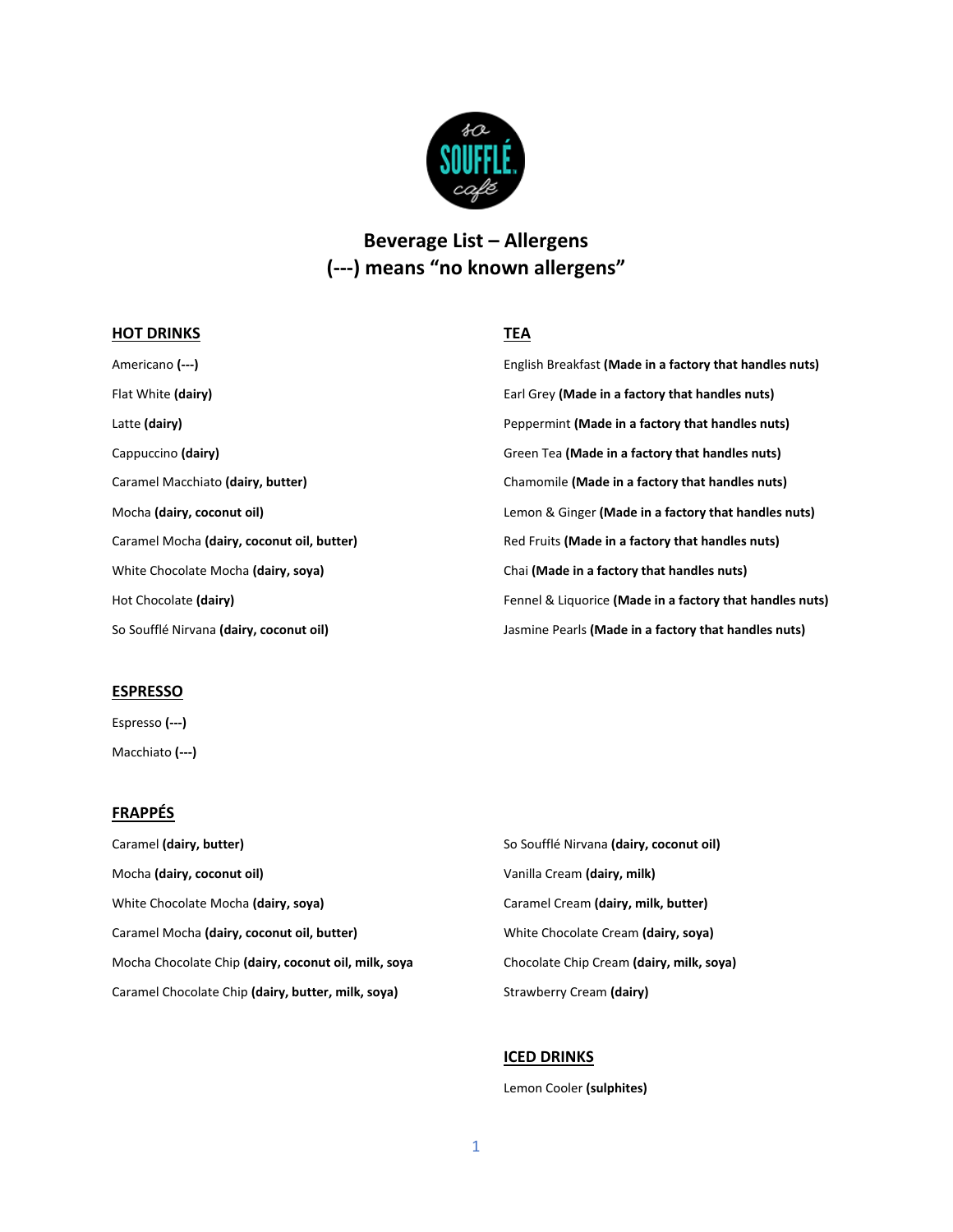# Beverage List – Allergens
## (---) means "no known allergens"

### HOT DRINKS

Americano **(---)**

Flat White **(dairy)**

Latte **(dairy)**

Cappuccino **(dairy)**

Caramel Macchiato **(dairy, butter)**

Mocha **(dairy, coconut oil)**

Caramel Mocha **(dairy, coconut oil, butter)**

White Chocolate Mocha **(dairy, soya)**

Hot Chocolate **(dairy)**

So Soufflé Nirvana **(dairy, coconut oil)**

### TEA

English Breakfast **(Made in a factory that handles nuts)**

Earl Grey **(Made in a factory that handles nuts)**

Peppermint **(Made in a factory that handles nuts)**

Green Tea **(Made in a factory that handles nuts)**

Chamomile **(Made in a factory that handles nuts)**

Lemon & Ginger **(Made in a factory that handles nuts)**

Red Fruits **(Made in a factory that handles nuts)**

Chai **(Made in a factory that handles nuts)**

Fennel & Liquorice **(Made in a factory that handles nuts)**

Jasmine Pearls **(Made in a factory that handles nuts)**

### ESPRESSO

Espresso **(---)**

Macchiato **(---)**

### FRAPPÉS

Caramel **(dairy, butter)**

Mocha **(dairy, coconut oil)**

White Chocolate Mocha **(dairy, soya)**

Caramel Mocha **(dairy, coconut oil, butter)**

Mocha Chocolate Chip **(dairy, coconut oil, milk, soya**

Caramel Chocolate Chip **(dairy, butter, milk, soya)**

So Soufflé Nirvana **(dairy, coconut oil)**

Vanilla Cream **(dairy, milk)**

Caramel Cream **(dairy, milk, butter)**

White Chocolate Cream **(dairy, soya)**

Chocolate Chip Cream **(dairy, milk, soya)**

Strawberry Cream **(dairy)**

### ICED DRINKS

Lemon Cooler **(sulphites)**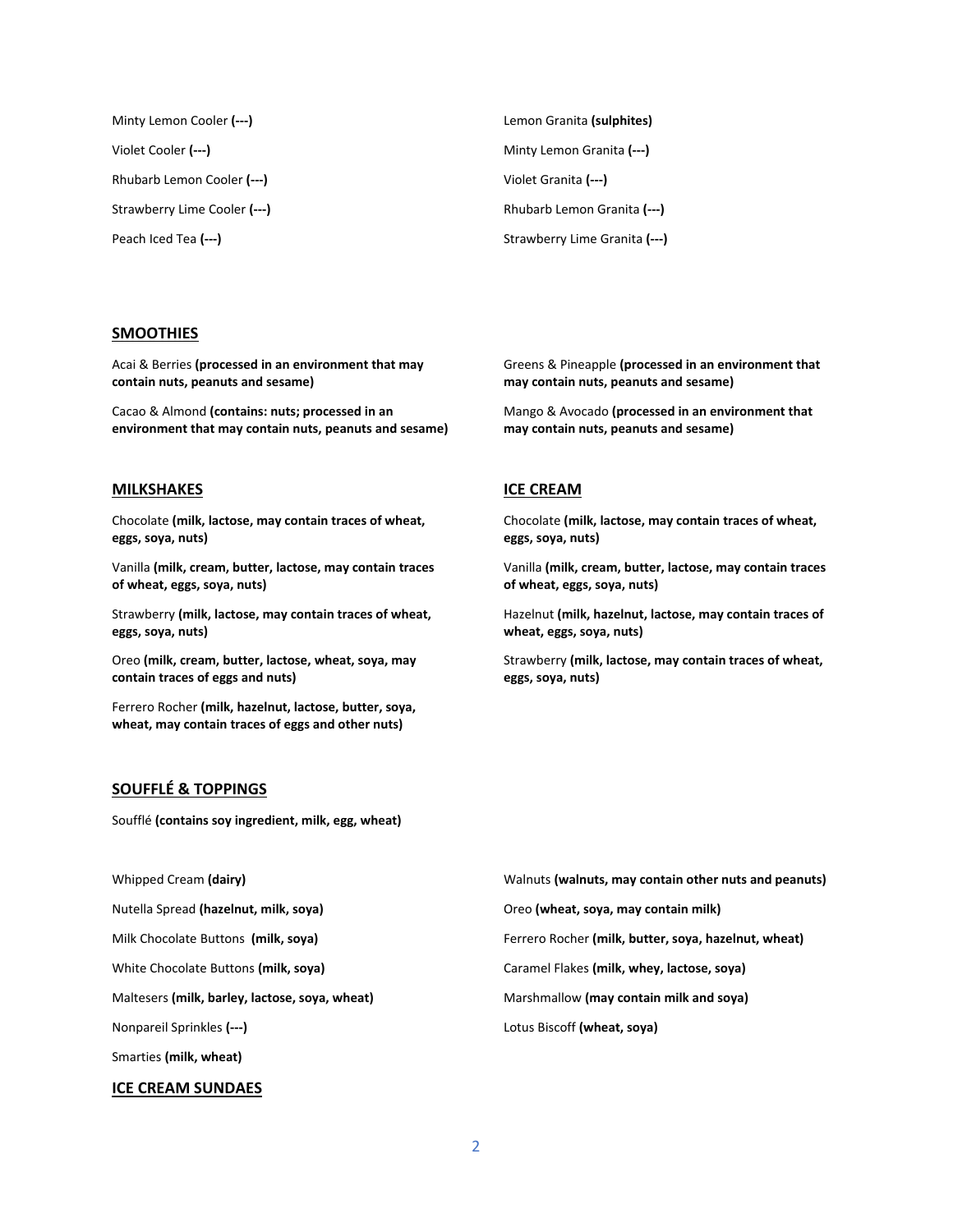Minty Lemon Cooler **(---)**

Violet Cooler **(---)**

Rhubarb Lemon Cooler **(---)**

Strawberry Lime Cooler **(---)**

Peach Iced Tea **(---)**

Lemon Granita **(sulphites)**

Minty Lemon Granita **(---)**

Violet Granita **(---)**

Rhubarb Lemon Granita **(---)**

Strawberry Lime Granita **(---)**

## SMOOTHIES

Acai & Berries **(processed in an environment that may contain nuts, peanuts and sesame)**

Cacao & Almond **(contains: nuts; processed in an environment that may contain nuts, peanuts and sesame)**

Greens & Pineapple **(processed in an environment that may contain nuts, peanuts and sesame)**

Mango & Avocado **(processed in an environment that may contain nuts, peanuts and sesame)**

## MILKSHAKES

Chocolate **(milk, lactose, may contain traces of wheat, eggs, soya, nuts)**

Vanilla **(milk, cream, butter, lactose, may contain traces of wheat, eggs, soya, nuts)**

Strawberry **(milk, lactose, may contain traces of wheat, eggs, soya, nuts)**

Oreo **(milk, cream, butter, lactose, wheat, soya, may contain traces of eggs and nuts)**

Ferrero Rocher **(milk, hazelnut, lactose, butter, soya, wheat, may contain traces of eggs and other nuts)**

## ICE CREAM

Chocolate **(milk, lactose, may contain traces of wheat, eggs, soya, nuts)**

Vanilla **(milk, cream, butter, lactose, may contain traces of wheat, eggs, soya, nuts)**

Hazelnut **(milk, hazelnut, lactose, may contain traces of wheat, eggs, soya, nuts)**

Strawberry **(milk, lactose, may contain traces of wheat, eggs, soya, nuts)**

## SOUFFLÉ & TOPPINGS

Soufflé **(contains soy ingredient, milk, egg, wheat)**

Whipped Cream **(dairy)**

Nutella Spread **(hazelnut, milk, soya)**

Milk Chocolate Buttons **(milk, soya)**

White Chocolate Buttons **(milk, soya)**

Maltesers **(milk, barley, lactose, soya, wheat)**

Nonpareil Sprinkles **(---)**

Smarties **(milk, wheat)**

Walnuts **(walnuts, may contain other nuts and peanuts)**

Oreo **(wheat, soya, may contain milk)**

Ferrero Rocher **(milk, butter, soya, hazelnut, wheat)**

Caramel Flakes **(milk, whey, lactose, soya)**

Marshmallow **(may contain milk and soya)**

Lotus Biscoff **(wheat, soya)**

## ICE CREAM SUNDAES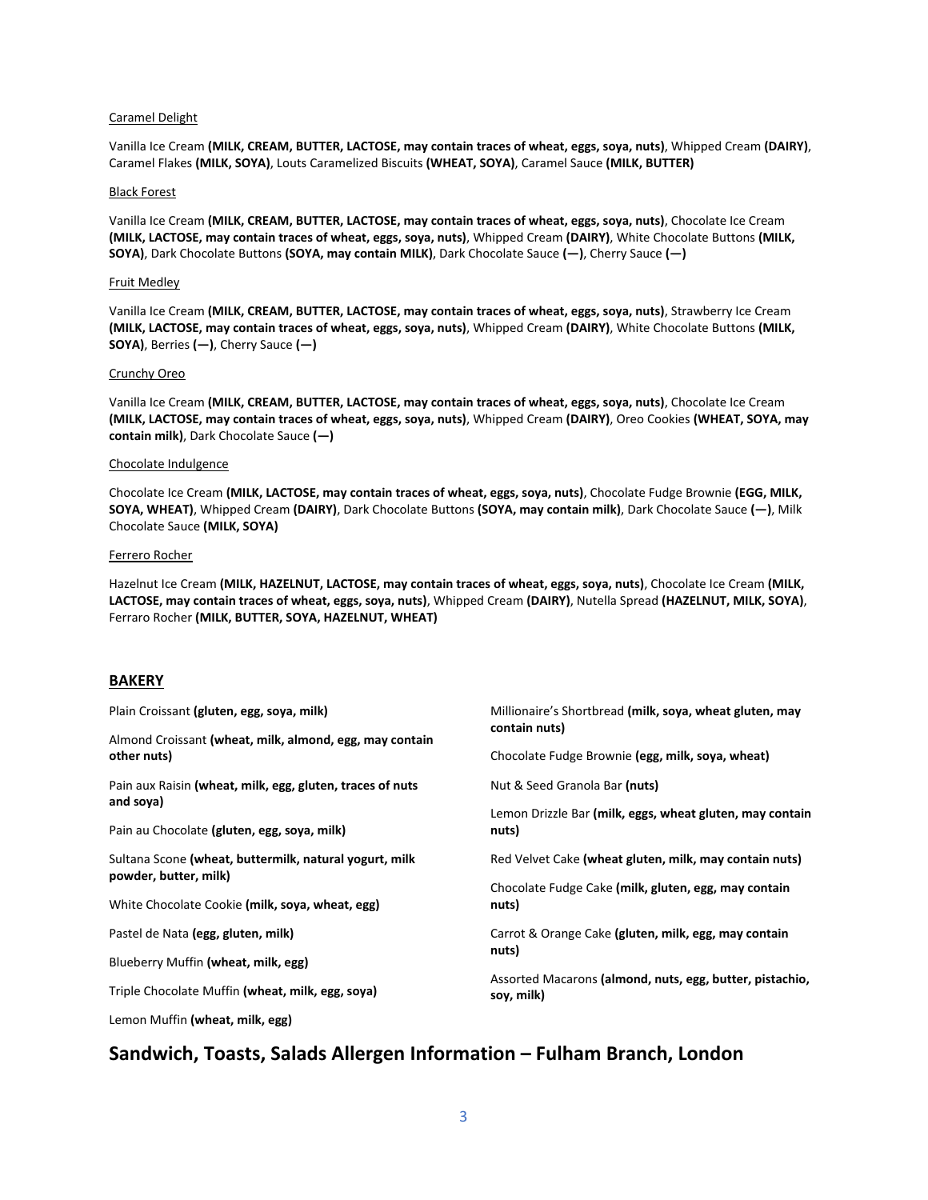Caramel Delight

Vanilla Ice Cream **(MILK, CREAM, BUTTER, LACTOSE, may contain traces of wheat, eggs, soya, nuts)**, Whipped Cream **(DAIRY)**, Caramel Flakes **(MILK, SOYA)**, Louts Caramelized Biscuits **(WHEAT, SOYA)**, Caramel Sauce **(MILK, BUTTER)**

Black Forest

Vanilla Ice Cream **(MILK, CREAM, BUTTER, LACTOSE, may contain traces of wheat, eggs, soya, nuts)**, Chocolate Ice Cream **(MILK, LACTOSE, may contain traces of wheat, eggs, soya, nuts)**, Whipped Cream **(DAIRY)**, White Chocolate Buttons **(MILK, SOYA)**, Dark Chocolate Buttons **(SOYA, may contain MILK)**, Dark Chocolate Sauce **(—)**, Cherry Sauce **(—)**

Fruit Medley

Vanilla Ice Cream **(MILK, CREAM, BUTTER, LACTOSE, may contain traces of wheat, eggs, soya, nuts)**, Strawberry Ice Cream **(MILK, LACTOSE, may contain traces of wheat, eggs, soya, nuts)**, Whipped Cream **(DAIRY)**, White Chocolate Buttons **(MILK, SOYA)**, Berries **(—)**, Cherry Sauce **(—)**

Crunchy Oreo

Vanilla Ice Cream **(MILK, CREAM, BUTTER, LACTOSE, may contain traces of wheat, eggs, soya, nuts)**, Chocolate Ice Cream **(MILK, LACTOSE, may contain traces of wheat, eggs, soya, nuts)**, Whipped Cream **(DAIRY)**, Oreo Cookies **(WHEAT, SOYA, may contain milk)**, Dark Chocolate Sauce **(—)**

Chocolate Indulgence

Chocolate Ice Cream **(MILK, LACTOSE, may contain traces of wheat, eggs, soya, nuts)**, Chocolate Fudge Brownie **(EGG, MILK, SOYA, WHEAT)**, Whipped Cream **(DAIRY)**, Dark Chocolate Buttons **(SOYA, may contain milk)**, Dark Chocolate Sauce **(—)**, Milk Chocolate Sauce **(MILK, SOYA)**

Ferrero Rocher

Hazelnut Ice Cream **(MILK, HAZELNUT, LACTOSE, may contain traces of wheat, eggs, soya, nuts)**, Chocolate Ice Cream **(MILK, LACTOSE, may contain traces of wheat, eggs, soya, nuts)**, Whipped Cream **(DAIRY)**, Nutella Spread **(HAZELNUT, MILK, SOYA)**, Ferraro Rocher **(MILK, BUTTER, SOYA, HAZELNUT, WHEAT)**

## BAKERY

Plain Croissant **(gluten, egg, soya, milk)**

Almond Croissant **(wheat, milk, almond, egg, may contain other nuts)**

Pain aux Raisin **(wheat, milk, egg, gluten, traces of nuts and soya)**

Pain au Chocolate **(gluten, egg, soya, milk)**

Sultana Scone **(wheat, buttermilk, natural yogurt, milk powder, butter, milk)**

White Chocolate Cookie **(milk, soya, wheat, egg)**

Pastel de Nata **(egg, gluten, milk)**

Blueberry Muffin **(wheat, milk, egg)**

Triple Chocolate Muffin **(wheat, milk, egg, soya)**

Lemon Muffin **(wheat, milk, egg)**

Millionaire's Shortbread **(milk, soya, wheat gluten, may contain nuts)**

Chocolate Fudge Brownie **(egg, milk, soya, wheat)**

Nut & Seed Granola Bar **(nuts)**

Lemon Drizzle Bar **(milk, eggs, wheat gluten, may contain nuts)**

Red Velvet Cake **(wheat gluten, milk, may contain nuts)**

Chocolate Fudge Cake **(milk, gluten, egg, may contain nuts)**

Carrot & Orange Cake **(gluten, milk, egg, may contain nuts)**

Assorted Macarons **(almond, nuts, egg, butter, pistachio, soy, milk)**

# Sandwich, Toasts, Salads Allergen Information – Fulham Branch, London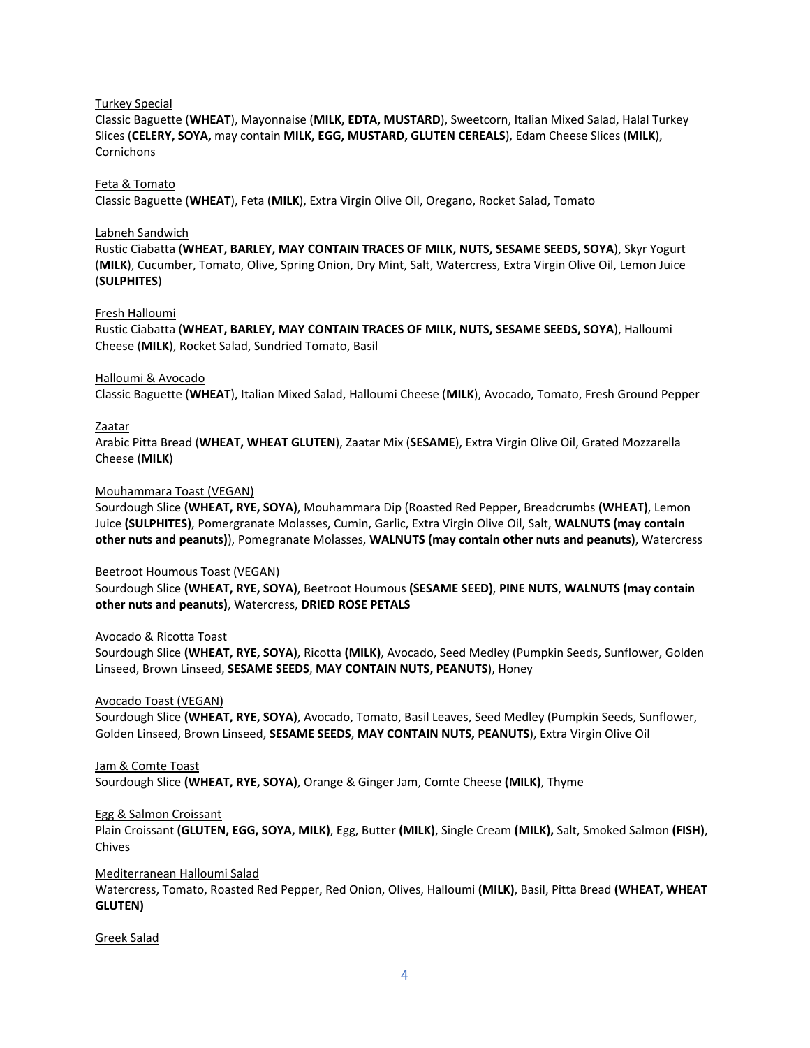Turkey Special
Classic Baguette (**WHEAT**), Mayonnaise (**MILK, EDTA, MUSTARD**), Sweetcorn, Italian Mixed Salad, Halal Turkey Slices (**CELERY, SOYA,** may contain **MILK, EGG, MUSTARD, GLUTEN CEREALS**), Edam Cheese Slices (**MILK**), Cornichons

Feta & Tomato
Classic Baguette (**WHEAT**), Feta (**MILK**), Extra Virgin Olive Oil, Oregano, Rocket Salad, Tomato

Labneh Sandwich
Rustic Ciabatta (**WHEAT, BARLEY, MAY CONTAIN TRACES OF MILK, NUTS, SESAME SEEDS, SOYA**), Skyr Yogurt (**MILK**), Cucumber, Tomato, Olive, Spring Onion, Dry Mint, Salt, Watercress, Extra Virgin Olive Oil, Lemon Juice (**SULPHITES**)

Fresh Halloumi
Rustic Ciabatta (**WHEAT, BARLEY, MAY CONTAIN TRACES OF MILK, NUTS, SESAME SEEDS, SOYA**), Halloumi Cheese (**MILK**), Rocket Salad, Sundried Tomato, Basil

Halloumi & Avocado
Classic Baguette (**WHEAT**), Italian Mixed Salad, Halloumi Cheese (**MILK**), Avocado, Tomato, Fresh Ground Pepper

Zaatar
Arabic Pitta Bread (**WHEAT, WHEAT GLUTEN**), Zaatar Mix (**SESAME**), Extra Virgin Olive Oil, Grated Mozzarella Cheese (**MILK**)

Mouhammara Toast (VEGAN)
Sourdough Slice **(WHEAT, RYE, SOYA)**, Mouhammara Dip (Roasted Red Pepper, Breadcrumbs **(WHEAT)**, Lemon Juice **(SULPHITES)**, Pomergranate Molasses, Cumin, Garlic, Extra Virgin Olive Oil, Salt, **WALNUTS (may contain other nuts and peanuts)**), Pomegranate Molasses, **WALNUTS (may contain other nuts and peanuts)**, Watercress

Beetroot Houmous Toast (VEGAN)
Sourdough Slice **(WHEAT, RYE, SOYA)**, Beetroot Houmous **(SESAME SEED)**, **PINE NUTS**, **WALNUTS (may contain other nuts and peanuts)**, Watercress, **DRIED ROSE PETALS**

Avocado & Ricotta Toast
Sourdough Slice **(WHEAT, RYE, SOYA)**, Ricotta **(MILK)**, Avocado, Seed Medley (Pumpkin Seeds, Sunflower, Golden Linseed, Brown Linseed, **SESAME SEEDS**, **MAY CONTAIN NUTS, PEANUTS**), Honey

Avocado Toast (VEGAN)
Sourdough Slice **(WHEAT, RYE, SOYA)**, Avocado, Tomato, Basil Leaves, Seed Medley (Pumpkin Seeds, Sunflower, Golden Linseed, Brown Linseed, **SESAME SEEDS**, **MAY CONTAIN NUTS, PEANUTS**), Extra Virgin Olive Oil

Jam & Comte Toast
Sourdough Slice **(WHEAT, RYE, SOYA)**, Orange & Ginger Jam, Comte Cheese **(MILK)**, Thyme

Egg & Salmon Croissant
Plain Croissant **(GLUTEN, EGG, SOYA, MILK)**, Egg, Butter **(MILK)**, Single Cream **(MILK),** Salt, Smoked Salmon **(FISH)**, Chives

Mediterranean Halloumi Salad
Watercress, Tomato, Roasted Red Pepper, Red Onion, Olives, Halloumi **(MILK)**, Basil, Pitta Bread **(WHEAT, WHEAT GLUTEN)**

Greek Salad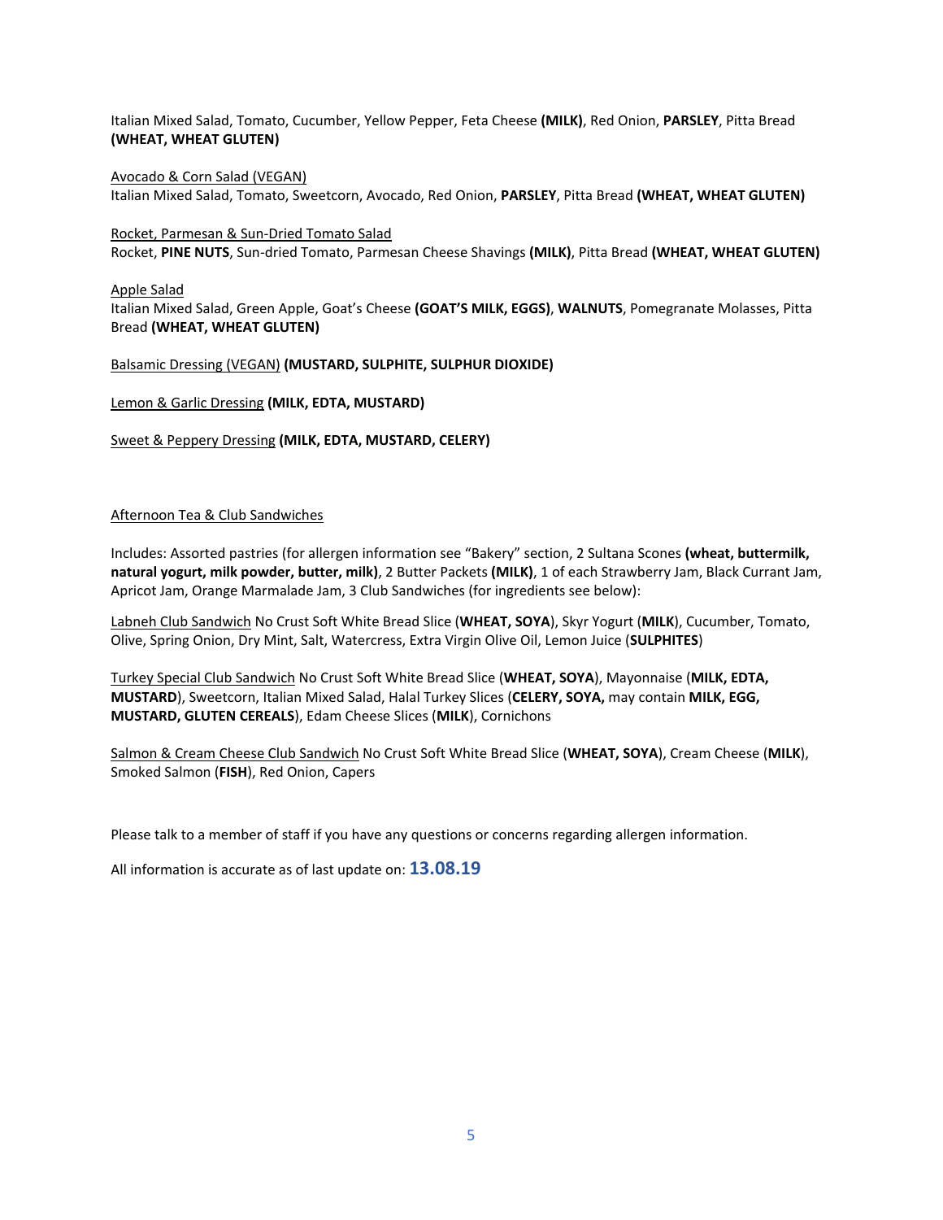Italian Mixed Salad, Tomato, Cucumber, Yellow Pepper, Feta Cheese **(MILK)**, Red Onion, **PARSLEY**, Pitta Bread **(WHEAT, WHEAT GLUTEN)**

Avocado & Corn Salad (VEGAN)
Italian Mixed Salad, Tomato, Sweetcorn, Avocado, Red Onion, **PARSLEY**, Pitta Bread **(WHEAT, WHEAT GLUTEN)**

Rocket, Parmesan & Sun-Dried Tomato Salad
Rocket, **PINE NUTS**, Sun-dried Tomato, Parmesan Cheese Shavings **(MILK)**, Pitta Bread **(WHEAT, WHEAT GLUTEN)**

Apple Salad
Italian Mixed Salad, Green Apple, Goat's Cheese **(GOAT'S MILK, EGGS)**, **WALNUTS**, Pomegranate Molasses, Pitta Bread **(WHEAT, WHEAT GLUTEN)**

Balsamic Dressing (VEGAN) **(MUSTARD, SULPHITE, SULPHUR DIOXIDE)**

Lemon & Garlic Dressing **(MILK, EDTA, MUSTARD)**

Sweet & Peppery Dressing **(MILK, EDTA, MUSTARD, CELERY)**

Afternoon Tea & Club Sandwiches

Includes: Assorted pastries (for allergen information see "Bakery" section, 2 Sultana Scones **(wheat, buttermilk, natural yogurt, milk powder, butter, milk)**, 2 Butter Packets **(MILK)**, 1 of each Strawberry Jam, Black Currant Jam, Apricot Jam, Orange Marmalade Jam, 3 Club Sandwiches (for ingredients see below):

Labneh Club Sandwich No Crust Soft White Bread Slice (**WHEAT, SOYA**), Skyr Yogurt (**MILK**), Cucumber, Tomato, Olive, Spring Onion, Dry Mint, Salt, Watercress, Extra Virgin Olive Oil, Lemon Juice (**SULPHITES**)

Turkey Special Club Sandwich No Crust Soft White Bread Slice (**WHEAT, SOYA**), Mayonnaise (**MILK, EDTA, MUSTARD**), Sweetcorn, Italian Mixed Salad, Halal Turkey Slices (**CELERY, SOYA,** may contain **MILK, EGG, MUSTARD, GLUTEN CEREALS**), Edam Cheese Slices (**MILK**), Cornichons

Salmon & Cream Cheese Club Sandwich No Crust Soft White Bread Slice (**WHEAT, SOYA**), Cream Cheese (**MILK**), Smoked Salmon (**FISH**), Red Onion, Capers

Please talk to a member of staff if you have any questions or concerns regarding allergen information.

All information is accurate as of last update on: **13.08.19**